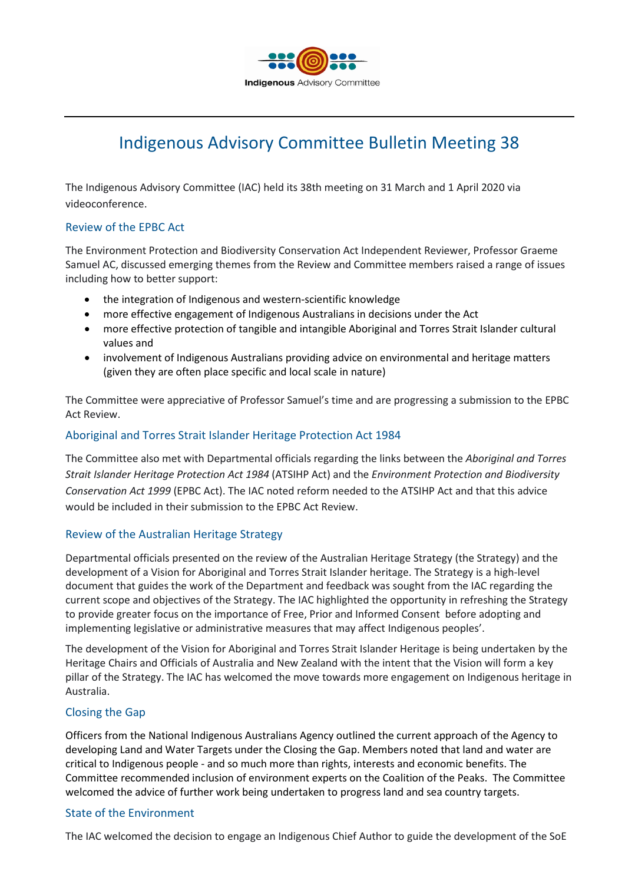# Indigenous Advisory Committee Bulletin Meeting 38

The Indigenous Advisory Committee (IAC) held its 38th meeting on 31 March and 1 April 2020 via videoconference.

## Review of the EPBC Act

The Environment Protection and Biodiversity Conservation Act Independent Reviewer, Professor Graeme Samuel AC, discussed emerging themes from the Review and Committee members raised a range of issues including how to better support:

- the integration of Indigenous and western-scientific knowledge
- more effective engagement of Indigenous Australians in decisions under the Act
- more effective protection of tangible and intangible Aboriginal and Torres Strait Islander cultural values and
- involvement of Indigenous Australians providing advice on environmental and heritage matters (given they are often place specific and local scale in nature)

The Committee were appreciative of Professor Samuel's time and are progressing a submission to the EPBC Act Review.

## Aboriginal and Torres Strait Islander Heritage Protection Act 1984

The Committee also met with Departmental officials regarding the links between the *Aboriginal and Torres Strait Islander Heritage Protection Act 1984* (ATSIHP Act) and the *Environment Protection and Biodiversity Conservation Act 1999* (EPBC Act). The IAC noted reform needed to the ATSIHP Act and that this advice would be included in their submission to the EPBC Act Review.

## Review of the Australian Heritage Strategy

Departmental officials presented on the review of the Australian Heritage Strategy (the Strategy) and the development of a Vision for Aboriginal and Torres Strait Islander heritage. The Strategy is a high-level document that guides the work of the Department and feedback was sought from the IAC regarding the current scope and objectives of the Strategy. The IAC highlighted the opportunity in refreshing the Strategy to provide greater focus on the importance of Free, Prior and Informed Consent before adopting and implementing legislative or administrative measures that may affect Indigenous peoples'.

The development of the Vision for Aboriginal and Torres Strait Islander Heritage is being undertaken by the Heritage Chairs and Officials of Australia and New Zealand with the intent that the Vision will form a key pillar of the Strategy. The IAC has welcomed the move towards more engagement on Indigenous heritage in Australia.

## Closing the Gap

Officers from the National Indigenous Australians Agency outlined the current approach of the Agency to developing Land and Water Targets under the Closing the Gap. Members noted that land and water are critical to Indigenous people - and so much more than rights, interests and economic benefits. The Committee recommended inclusion of environment experts on the Coalition of the Peaks. The Committee welcomed the advice of further work being undertaken to progress land and sea country targets.

## State of the Environment

The IAC welcomed the decision to engage an Indigenous Chief Author to guide the development of the SoE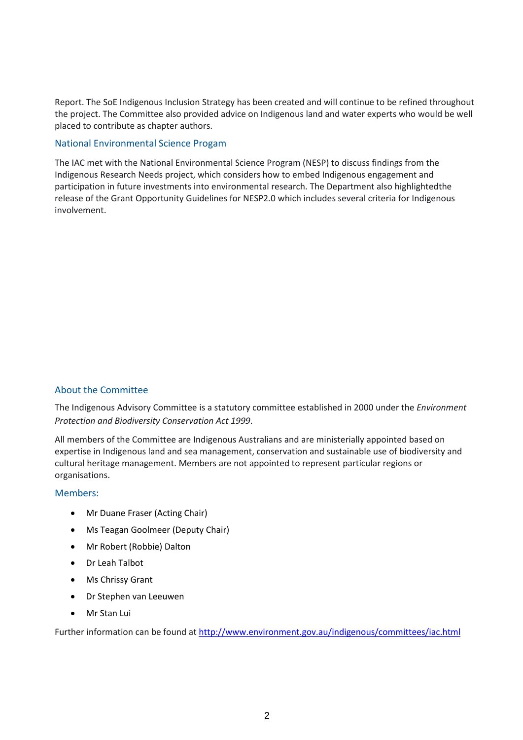Report. The SoE Indigenous Inclusion Strategy has been created and will continue to be refined throughout the project. The Committee also provided advice on Indigenous land and water experts who would be well placed to contribute as chapter authors.

## National Environmental Science Progam

The IAC met with the National Environmental Science Program (NESP) to discuss findings from the Indigenous Research Needs project, which considers how to embed Indigenous engagement and participation in future investments into environmental research. The Department also highlightedthe release of the Grant Opportunity Guidelines for NESP2.0 which includes several criteria for Indigenous involvement.

## About the Committee

The Indigenous Advisory Committee is a statutory committee established in 2000 under the *Environment Protection and Biodiversity Conservation Act 1999*.

All members of the Committee are Indigenous Australians and are ministerially appointed based on expertise in Indigenous land and sea management, conservation and sustainable use of biodiversity and cultural heritage management. Members are not appointed to represent particular regions or organisations.

## Members:

- Mr Duane Fraser (Acting Chair)
- Ms Teagan Goolmeer (Deputy Chair)
- Mr Robert (Robbie) Dalton
- Dr Leah Talbot
- Ms Chrissy Grant
- Dr Stephen van Leeuwen
- Mr Stan Lui

Further information can be found at http://www.environment.gov.au/indigenous/committees/iac.html